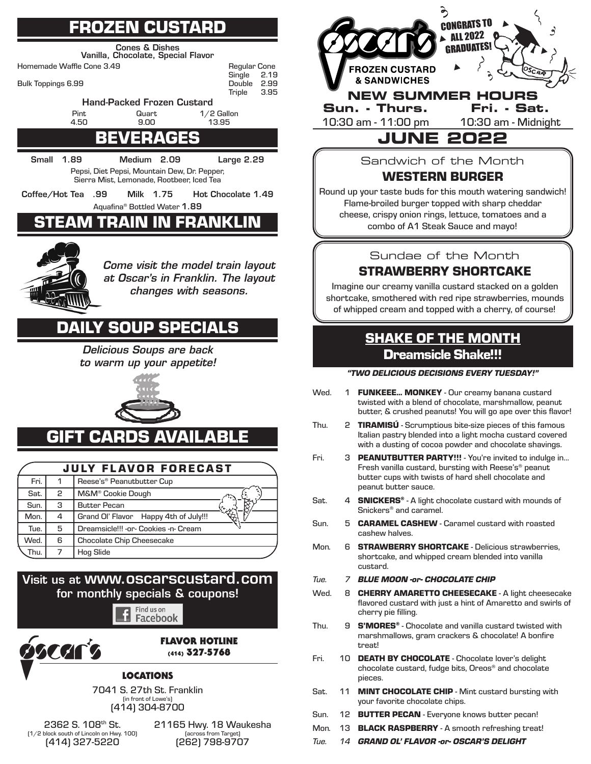# FROZEN CUSTARD

**Cones & Dishes**
**Vanilla, Chocolate, Special Flavor**

Homemade Waffle Cone 3.49

Bulk Toppings 6.99

| Regular Cone | |
|---|---|
| Single | 2.19 |
| Double | 2.99 |
| Triple | 3.95 |

**Hand-Packed Frozen Custard**

| Pint | Quart | 1/2 Gallon |
|---|---|---|
| 4.50 | 9.00 | 13.95 |

# BEVERAGES

**Small 1.89** **Medium 2.09** **Large 2.29**

Pepsi, Diet Pepsi, Mountain Dew, Dr. Pepper, Sierra Mist, Lemonade, Rootbeer, Iced Tea

**Coffee/Hot Tea .99** **Milk 1.75** **Hot Chocolate 1.49**

Aquafina® Bottled Water **1.89**

# STEAM TRAIN IN FRANKLIN

***Come visit the model train layout at Oscar's in Franklin. The layout changes with seasons.***

# DAILY SOUP SPECIALS

***Delicious Soups are back to warm up your appetite!***

# GIFT CARDS AVAILABLE

**JULY FLAVOR FORECAST**

| | | |
|---|---|---|
| Fri. | 1 | Reese's® Peanutbutter Cup |
| Sat. | 2 | M&M® Cookie Dough |
| Sun. | 3 | Butter Pecan |
| Mon. | 4 | Grand Ol' Flavor Happy 4th of July!!! |
| Tue. | 5 | Dreamsicle!!! -or- Cookies -n- Cream |
| Wed. | 6 | Chocolate Chip Cheesecake |
| Thu. | 7 | Hog Slide |

**Visit us at www.oscarscustard.com for monthly specials & coupons!**

Find us on Facebook

Oscar's

**FLAVOR HOTLINE**
**(414) 327-5768**

**LOCATIONS**

7041 S. 27th St. Franklin
(in front of Lowe's)
(414) 304-8700

2362 S. 108th St.
(1/2 block south of Lincoln on Hwy. 100)
(414) 327-5220

21165 Hwy. 18 Waukesha
(across from Target)
(262) 798-9707

Oscar's FROZEN CUSTARD & SANDWICHES

CONGRATS TO ALL 2022 GRADUATES!

**NEW SUMMER HOURS**

| Sun. - Thurs. | Fri. - Sat. |
|---|---|
| 10:30 am - 11:00 pm | 10:30 am - Midnight |

# JUNE 2022

Sandwich of the Month

## WESTERN BURGER

Round up your taste buds for this mouth watering sandwich! Flame-broiled burger topped with sharp cheddar cheese, crispy onion rings, lettuce, tomatoes and a combo of A1 Steak Sauce and mayo!

Sundae of the Month

## STRAWBERRY SHORTCAKE

Imagine our creamy vanilla custard stacked on a golden shortcake, smothered with red ripe strawberries, mounds of whipped cream and topped with a cherry, of course!

## SHAKE OF THE MONTH

**Dreamsicle Shake!!!**

***"TWO DELICIOUS DECISIONS EVERY TUESDAY!"***

| | | |
|---|---|---|
| Wed. | 1 | **FUNKEEE... MONKEY** - Our creamy banana custard twisted with a blend of chocolate, marshmallow, peanut butter, & crushed peanuts! You will go ape over this flavor! |
| Thu. | 2 | **TIRAMISÚ** - Scrumptious bite-size pieces of this famous Italian pastry blended into a light mocha custard covered with a dusting of cocoa powder and chocolate shavings. |
| Fri. | 3 | **PEANUTBUTTER PARTY!!!** - You're invited to indulge in... Fresh vanilla custard, bursting with Reese's® peanut butter cups with twists of hard shell chocolate and peanut butter sauce. |
| Sat. | 4 | **SNICKERS®** - A light chocolate custard with mounds of Snickers® and caramel. |
| Sun. | 5 | **CARAMEL CASHEW** - Caramel custard with roasted cashew halves. |
| Mon. | 6 | **STRAWBERRY SHORTCAKE** - Delicious strawberries, shortcake, and whipped cream blended into vanilla custard. |
| *Tue.* | *7* | ***BLUE MOON -or- CHOCOLATE CHIP*** |
| Wed. | 8 | **CHERRY AMARETTO CHEESECAKE** - A light cheesecake flavored custard with just a hint of Amaretto and swirls of cherry pie filling. |
| Thu. | 9 | **S'MORES®** - Chocolate and vanilla custard twisted with marshmallows, gram crackers & chocolate! A bonfire treat! |
| Fri. | 10 | **DEATH BY CHOCOLATE** - Chocolate lover's delight chocolate custard, fudge bits, Oreos® and chocolate pieces. |
| Sat. | 11 | **MINT CHOCOLATE CHIP** - Mint custard bursting with your favorite chocolate chips. |
| Sun. | 12 | **BUTTER PECAN** - Everyone knows butter pecan! |
| Mon. | 13 | **BLACK RASPBERRY** - A smooth refreshing treat! |
| *Tue.* | *14* | ***GRAND OL' FLAVOR -or- OSCAR'S DELIGHT*** |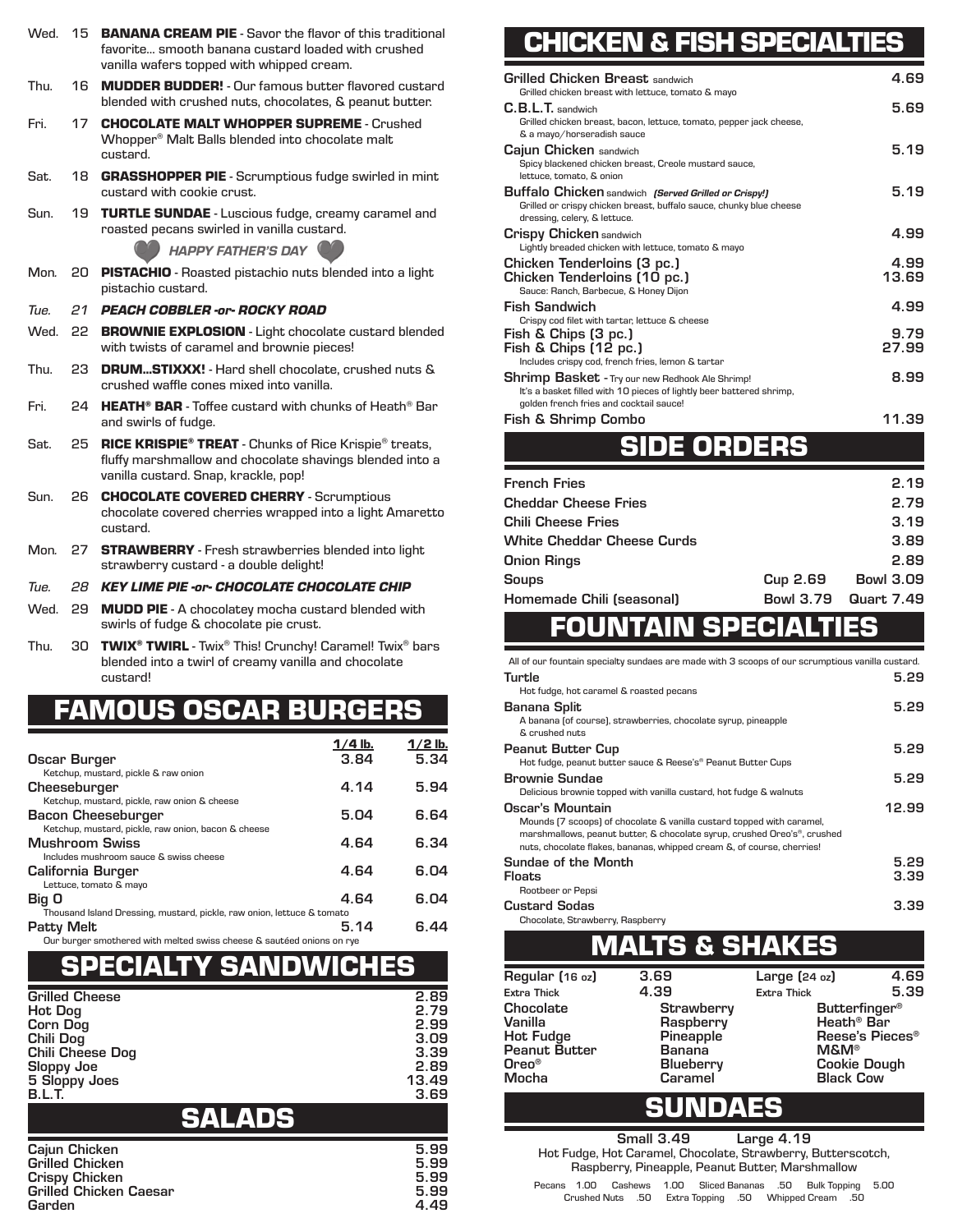| | | |
|---|---|---|
| Wed. | 15 | **BANANA CREAM PIE** - Savor the flavor of this traditional favorite... smooth banana custard loaded with crushed vanilla wafers topped with whipped cream. |
| Thu. | 16 | **MUDDER BUDDER!** - Our famous butter flavored custard blended with crushed nuts, chocolates, & peanut butter. |
| Fri. | 17 | **CHOCOLATE MALT WHOPPER SUPREME** - Crushed Whopper® Malt Balls blended into chocolate malt custard. |
| Sat. | 18 | **GRASSHOPPER PIE** - Scrumptious fudge swirled in mint custard with cookie crust. |
| Sun. | 19 | **TURTLE SUNDAE** - Luscious fudge, creamy caramel and roasted pecans swirled in vanilla custard. *HAPPY FATHER'S DAY* |
| Mon. | 20 | **PISTACHIO** - Roasted pistachio nuts blended into a light pistachio custard. |
| *Tue.* | *21* | ***PEACH COBBLER -or- ROCKY ROAD*** |
| Wed. | 22 | **BROWNIE EXPLOSION** - Light chocolate custard blended with twists of caramel and brownie pieces! |
| Thu. | 23 | **DRUM...STIXXX!** - Hard shell chocolate, crushed nuts & crushed waffle cones mixed into vanilla. |
| Fri. | 24 | **HEATH® BAR** - Toffee custard with chunks of Heath® Bar and swirls of fudge. |
| Sat. | 25 | **RICE KRISPIE® TREAT** - Chunks of Rice Krispie® treats, fluffy marshmallow and chocolate shavings blended into a vanilla custard. Snap, krackle, pop! |
| Sun. | 26 | **CHOCOLATE COVERED CHERRY** - Scrumptious chocolate covered cherries wrapped into a light Amaretto custard. |
| Mon. | 27 | **STRAWBERRY** - Fresh strawberries blended into light strawberry custard - a double delight! |
| *Tue.* | *28* | ***KEY LIME PIE -or- CHOCOLATE CHOCOLATE CHIP*** |
| Wed. | 29 | **MUDD PIE** - A chocolatey mocha custard blended with swirls of fudge & chocolate pie crust. |
| Thu. | 30 | **TWIX® TWIRL** - Twix® This! Crunchy! Caramel! Twix® bars blended into a twirl of creamy vanilla and chocolate custard! |

# FAMOUS OSCAR BURGERS

| | 1/4 lb. | 1/2 lb. |
|---|---|---|
| **Oscar Burger** Ketchup, mustard, pickle & raw onion | 3.84 | 5.34 |
| **Cheeseburger** Ketchup, mustard, pickle, raw onion & cheese | 4.14 | 5.94 |
| **Bacon Cheeseburger** Ketchup, mustard, pickle, raw onion, bacon & cheese | 5.04 | 6.64 |
| **Mushroom Swiss** Includes mushroom sauce & swiss cheese | 4.64 | 6.34 |
| **California Burger** Lettuce, tomato & mayo | 4.64 | 6.04 |
| **Big O** Thousand Island Dressing, mustard, pickle, raw onion, lettuce & tomato | 4.64 | 6.04 |
| **Patty Melt** Our burger smothered with melted swiss cheese & sautéed onions on rye | 5.14 | 6.44 |

# SPECIALTY SANDWICHES

| | |
|---|---|
| Grilled Cheese | 2.89 |
| Hot Dog | 2.79 |
| Corn Dog | 2.99 |
| Chili Dog | 3.09 |
| Chili Cheese Dog | 3.39 |
| Sloppy Joe | 2.89 |
| 5 Sloppy Joes | 13.49 |
| B.L.T. | 3.69 |

# SALADS

| | |
|---|---|
| Cajun Chicken | 5.99 |
| Grilled Chicken | 5.99 |
| Crispy Chicken | 5.99 |
| Grilled Chicken Caesar | 5.99 |
| Garden | 4.49 |

# CHICKEN & FISH SPECIALTIES

| | |
|---|---|
| **Grilled Chicken Breast** sandwich — Grilled chicken breast with lettuce, tomato & mayo | 4.69 |
| **C.B.L.T.** sandwich — Grilled chicken breast, bacon, lettuce, tomato, pepper jack cheese, & a mayo/horseradish sauce | 5.69 |
| **Cajun Chicken** sandwich — Spicy blackened chicken breast, Creole mustard sauce, lettuce, tomato, & onion | 5.19 |
| **Buffalo Chicken** sandwich *(Served Grilled or Crispy!)* — Grilled or crispy chicken breast, buffalo sauce, chunky blue cheese dressing, celery, & lettuce. | 5.19 |
| **Crispy Chicken** sandwich — Lightly breaded chicken with lettuce, tomato & mayo | 4.99 |
| **Chicken Tenderloins (3 pc.)** | 4.99 |
| **Chicken Tenderloins (10 pc.)** — Sauce: Ranch, Barbecue, & Honey Dijon | 13.69 |
| **Fish Sandwich** — Crispy cod filet with tartar, lettuce & cheese | 4.99 |
| **Fish & Chips (3 pc.)** | 9.79 |
| **Fish & Chips (12 pc.)** — Includes crispy cod, french fries, lemon & tartar | 27.99 |
| **Shrimp Basket** - Try our new Redhook Ale Shrimp! It's a basket filled with 10 pieces of lightly beer battered shrimp, golden french fries and cocktail sauce! | 8.99 |
| **Fish & Shrimp Combo** | 11.39 |

# SIDE ORDERS

| | | |
|---|---|---|
| French Fries | | 2.19 |
| Cheddar Cheese Fries | | 2.79 |
| Chili Cheese Fries | | 3.19 |
| White Cheddar Cheese Curds | | 3.89 |
| Onion Rings | | 2.89 |
| Soups | Cup 2.69 | Bowl 3.09 |
| Homemade Chili (seasonal) | Bowl 3.79 | Quart 7.49 |

# FOUNTAIN SPECIALTIES

All of our fountain specialty sundaes are made with 3 scoops of our scrumptious vanilla custard.

| | |
|---|---|
| **Turtle** — Hot fudge, hot caramel & roasted pecans | 5.29 |
| **Banana Split** — A banana (of course), strawberries, chocolate syrup, pineapple & crushed nuts | 5.29 |
| **Peanut Butter Cup** — Hot fudge, peanut butter sauce & Reese's® Peanut Butter Cups | 5.29 |
| **Brownie Sundae** — Delicious brownie topped with vanilla custard, hot fudge & walnuts | 5.29 |
| **Oscar's Mountain** — Mounds (7 scoops) of chocolate & vanilla custard topped with caramel, marshmallows, peanut butter, & chocolate syrup, crushed Oreo's®, crushed nuts, chocolate flakes, bananas, whipped cream &, of course, cherries! | 12.99 |
| **Sundae of the Month** | 5.29 |
| **Floats** — Rootbeer or Pepsi | 3.39 |
| **Custard Sodas** — Chocolate, Strawberry, Raspberry | 3.39 |

# MALTS & SHAKES

| | | | |
|---|---|---|---|
| Regular (16 oz) | 3.69 | Large (24 oz) | 4.69 |
| Extra Thick | 4.39 | Extra Thick | 5.39 |

| | | |
|---|---|---|
| Chocolate | Strawberry | Butterfinger® |
| Vanilla | Raspberry | Heath® Bar |
| Hot Fudge | Pineapple | Reese's Pieces® |
| Peanut Butter | Banana | M&M® |
| Oreo® | Blueberry | Cookie Dough |
| Mocha | Caramel | Black Cow |

# SUNDAES

Small 3.49 Large 4.19

Hot Fudge, Hot Caramel, Chocolate, Strawberry, Butterscotch, Raspberry, Pineapple, Peanut Butter, Marshmallow

Pecans 1.00 Cashews 1.00 Sliced Bananas .50 Bulk Topping 5.00
Crushed Nuts .50 Extra Topping .50 Whipped Cream .50